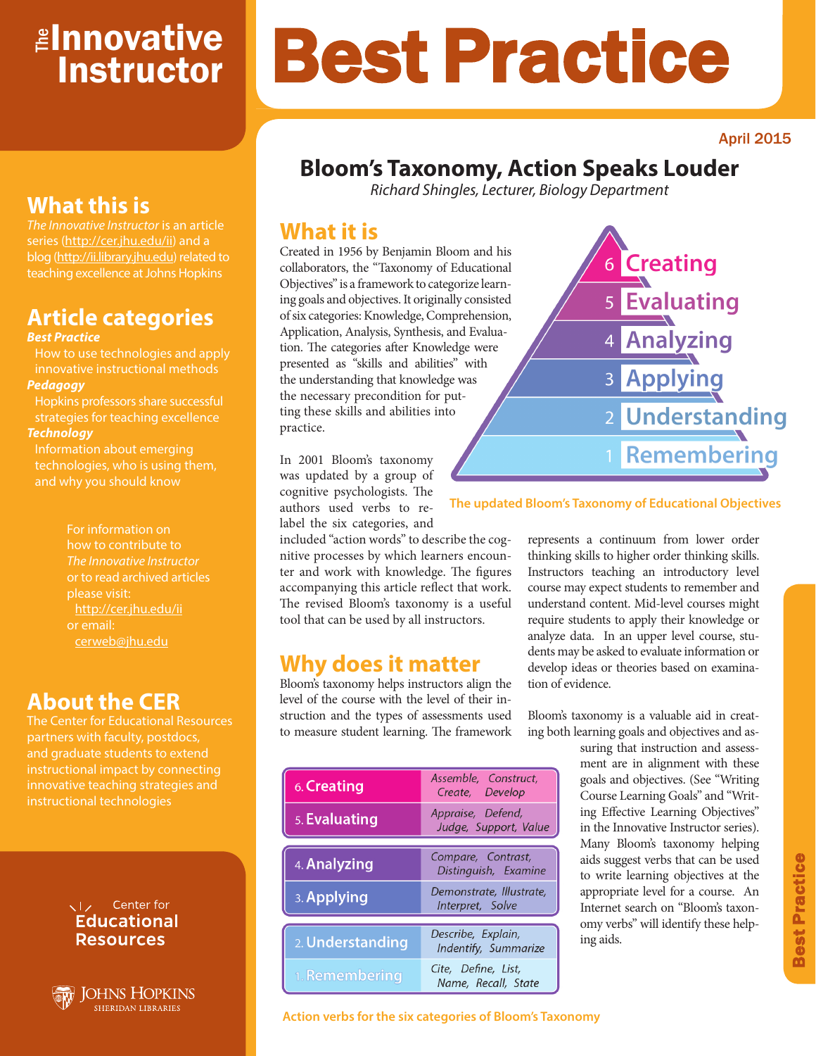# The Innovative Instructor

# Best Practice

## What this is

*The Innovative Instructor* is an article series (http://cer.jhu.edu/ii) and a blog (http://ii.library.jhu.edu) related to teaching excellence at Johns Hopkins

## Article categories

***Best Practice***
How to use technologies and apply innovative instructional methods

***Pedagogy***
Hopkins professors share successful strategies for teaching excellence

***Technology***
Information about emerging technologies, who is using them, and why you should know

For information on how to contribute to *The Innovative Instructor* or to read archived articles please visit:
http://cer.jhu.edu/ii
or email:
cerweb@jhu.edu

## About the CER

The Center for Educational Resources partners with faculty, postdocs, and graduate students to extend instructional impact by connecting innovative teaching strategies and instructional technologies

Center for Educational Resources

Johns Hopkins Sheridan Libraries

April 2015

# Bloom's Taxonomy, Action Speaks Louder

*Richard Shingles, Lecturer, Biology Department*

## What it is

Created in 1956 by Benjamin Bloom and his collaborators, the "Taxonomy of Educational Objectives" is a framework to categorize learning goals and objectives. It originally consisted of six categories: Knowledge, Comprehension, Application, Analysis, Synthesis, and Evaluation. The categories after Knowledge were presented as "skills and abilities" with the understanding that knowledge was the necessary precondition for putting these skills and abilities into practice.

In 2001 Bloom's taxonomy was updated by a group of cognitive psychologists. The authors used verbs to relabel the six categories, and included "action words" to describe the cognitive processes by which learners encounter and work with knowledge. The figures accompanying this article reflect that work. The revised Bloom's taxonomy is a useful tool that can be used by all instructors.

6 Creating
5 Evaluating
4 Analyzing
3 Applying
2 Understanding
1 Remembering

The updated Bloom's Taxonomy of Educational Objectives

## Why does it matter

Bloom's taxonomy helps instructors align the level of the course with the level of their instruction and the types of assessments used to measure student learning. The framework represents a continuum from lower order thinking skills to higher order thinking skills. Instructors teaching an introductory level course may expect students to remember and understand content. Mid-level courses might require students to apply their knowledge or analyze data. In an upper level course, students may be asked to evaluate information or develop ideas or theories based on examination of evidence.

Bloom's taxonomy is a valuable aid in creating both learning goals and objectives and assuring that instruction and assessment are in alignment with these goals and objectives. (See "Writing Course Learning Goals" and "Writing Effective Learning Objectives" in the Innovative Instructor series). Many Bloom's taxonomy helping aids suggest verbs that can be used to write learning objectives at the appropriate level for a course. An Internet search on "Bloom's taxonomy verbs" will identify these helping aids.

| Category | Action verbs |
|---|---|
| 6. Creating | *Assemble, Construct, Create, Develop* |
| 5. Evaluating | *Appraise, Defend, Judge, Support, Value* |
| 4. Analyzing | *Compare, Contrast, Distinguish, Examine* |
| 3. Applying | *Demonstrate, Illustrate, Interpret, Solve* |
| 2. Understanding | *Describe, Explain, Indentify, Summarize* |
| 1. Remembering | *Cite, Define, List, Name, Recall, State* |

Action verbs for the six categories of Bloom's Taxonomy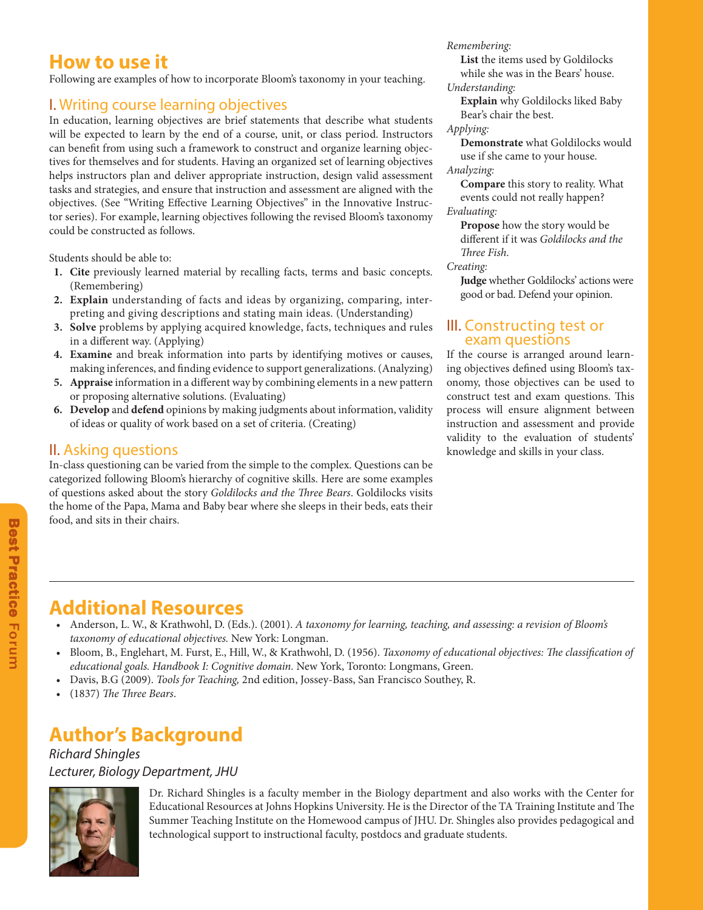# How to use it

Following are examples of how to incorporate Bloom's taxonomy in your teaching.

## I. Writing course learning objectives

In education, learning objectives are brief statements that describe what students will be expected to learn by the end of a course, unit, or class period. Instructors can benefit from using such a framework to construct and organize learning objectives for themselves and for students. Having an organized set of learning objectives helps instructors plan and deliver appropriate instruction, design valid assessment tasks and strategies, and ensure that instruction and assessment are aligned with the objectives. (See "Writing Effective Learning Objectives" in the Innovative Instructor series). For example, learning objectives following the revised Bloom's taxonomy could be constructed as follows.

Students should be able to:

1. **Cite** previously learned material by recalling facts, terms and basic concepts. (Remembering)
2. **Explain** understanding of facts and ideas by organizing, comparing, interpreting and giving descriptions and stating main ideas. (Understanding)
3. **Solve** problems by applying acquired knowledge, facts, techniques and rules in a different way. (Applying)
4. **Examine** and break information into parts by identifying motives or causes, making inferences, and finding evidence to support generalizations. (Analyzing)
5. **Appraise** information in a different way by combining elements in a new pattern or proposing alternative solutions. (Evaluating)
6. **Develop** and **defend** opinions by making judgments about information, validity of ideas or quality of work based on a set of criteria. (Creating)

## II. Asking questions

In-class questioning can be varied from the simple to the complex. Questions can be categorized following Bloom's hierarchy of cognitive skills. Here are some examples of questions asked about the story *Goldilocks and the Three Bears*. Goldilocks visits the home of the Papa, Mama and Baby bear where she sleeps in their beds, eats their food, and sits in their chairs.

*Remembering:*
**List** the items used by Goldilocks while she was in the Bears' house.

*Understanding:*
**Explain** why Goldilocks liked Baby Bear's chair the best.

*Applying:*
**Demonstrate** what Goldilocks would use if she came to your house.

*Analyzing:*
**Compare** this story to reality. What events could not really happen?

*Evaluating:*
**Propose** how the story would be different if it was *Goldilocks and the Three Fish*.

*Creating:*
**Judge** whether Goldilocks' actions were good or bad. Defend your opinion.

## III. Constructing test or exam questions

If the course is arranged around learning objectives defined using Bloom's taxonomy, those objectives can be used to construct test and exam questions. This process will ensure alignment between instruction and assessment and provide validity to the evaluation of students' knowledge and skills in your class.

# Additional Resources

- Anderson, L. W., & Krathwohl, D. (Eds.). (2001). *A taxonomy for learning, teaching, and assessing: a revision of Bloom's taxonomy of educational objectives.* New York: Longman.
- Bloom, B., Englehart, M. Furst, E., Hill, W., & Krathwohl, D. (1956). *Taxonomy of educational objectives: The classification of educational goals. Handbook I: Cognitive domain.* New York, Toronto: Longmans, Green.
- Davis, B.G (2009). *Tools for Teaching,* 2nd edition, Jossey-Bass, San Francisco Southey, R.
- (1837) *The Three Bears*.

# Author's Background

*Richard Shingles*
*Lecturer, Biology Department, JHU*

Dr. Richard Shingles is a faculty member in the Biology department and also works with the Center for Educational Resources at Johns Hopkins University. He is the Director of the TA Training Institute and The Summer Teaching Institute on the Homewood campus of JHU. Dr. Shingles also provides pedagogical and technological support to instructional faculty, postdocs and graduate students.